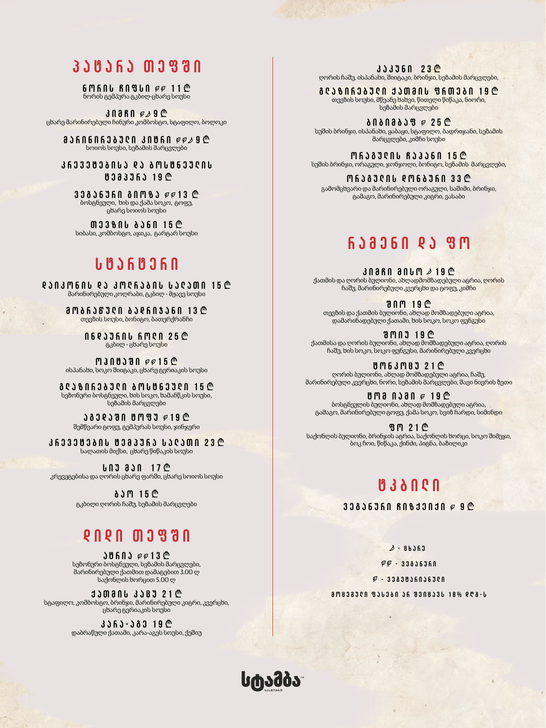# პატარა თეფში

**ნორის ჩიფსი 🌱🌱 11₾**
ნორის ტემპურა ტკბილ-ცხარე სოუსი

**კიმჩი 🌱🌶 9₾**
ცხარე მარინირებული ჩინური კომბოსტო, სტაფილო, ბოლოკი

**მარინირებული კიტრი 🌱🌱🌶 9₾**
სოიოს სოუსი, სეზამის მარცვლები

**კრევეტებისა და ბოსტნეულის ტემპურა 19₾**

**ვეგანური გიოზა 🌱🌱 13₾**
ბოსტნეული, ხის და ქამა სოკო, ტოფუ, ცხარე სოიოს სოუსი

**თევზის ბანი 15₾**
სიბასი, კომბოსტო, აჯიკა, ტარტარ სოუსი

# სტარტერი

**დაიკონის და კოლრაბის სალათი 15₾**
მარინირებული კოლრაბი, ტკბილ - მჟავე სოუსი

**მობრაწული ბადრიჯანი 13₾**
თევზის სოუსი, ბონიტო, ბათერქრანჩი

**ინდაურის როლი 25₾**
ტკბილ - ცხარე სოუსი

**ოჰიტაში 🌱🌱 15₾**
ისპანახი, სოკო შიიტაკე, ცხარე ტერიაკის სოუსი

**გლაზირებული ბოსტნეული 15₾**
სეზონური ბოსტნეული, ხის სოკო, ხამანწკის სოუსი, სეზამის მარცვლები

**აგედაში ტოფუ 🌱 19₾**
შემწვარი ტოფუ, ტემპურას სოუსი, ჯინჯერი

**კრევეტების ტემპურა სალათი 23₾**
სალათის მიქსი, ცხარე წიწაკის სოუსი

**სიუ მაი 17₾**
კრევეტებისა და ღორის ცხარე ფარში, ცხარე სოიოს სოუსი

**ბაო 15₾**
ტკბილი ღორის ჩაშუ, სეზამის მარცვლები

# დიდი თეფში

**ატრია 🌱🌱 13₾**
სეზონური ბოსტნეული, სეზამის მარცვლები, მარინირებული ქათმით დამატებით 3.00 ₾ საქონლის ხორცით 5.00 ₾

**ქათმის კატსუ 21₾**
სტაფილო, კომბოსტო, ბრინჯი, მარინირებული კიტრი, კვერცხი, ცხარე ტერიაკის სოუსი

**კარა-აგე 19₾**
დაბრაწული ქათამი, კარა-აგეს სოუსი, ქეშიუ

**კაკუნი 23₾**
ღორის ჩაშუ, ისპანახი, შიიტაკე, ბრინჯი, სეზამის მარცვლები,

**გლაზირებული ქათმის ფრთები 19₾**
თევზის სოუსი, მწვანე ხახვი, წითელი წიწაკა, ნიორი, სეზამის მარცვლები

**ბიბიმბაპ 🌱 25₾**
სუშის ბრინჯი, ისპანახი, ყაბაყი, სტაფილო, ბადრიჯანი, სეზამის მარცვლები, კიმჩი სოუსი

**ორაგულის ჩაჰანი 15₾**
სუშის ბრინჯი, ორაგული, ჯონჯოლი, ბონიტო, სეზამის მარცვლები,

**ორაგულის დონბური 33₾**
გამომცხვარი და მარინირებული ორაგული, საშიმი, ბრინჯი, ტამაგო, მარინირებული კიტრი, ვასაბი

# რამენი და ფო

**კიმჩი მისო 🌶 19₾**
ქათმის და ღორის ბულიონი, ახლადმომზადებული ატრია, ღორის ჩაშუ, მარინირებული კვერცხი და ტოფუ, კიმჩი

**შიო 19₾**
თევზის და ქათმის ბულიონი, ახლად მომზადებული ატრია, დამარინადებული ქათამი, ხის სოკო, სოკო ფუნგუსი

**შოიუ 19₾**
ქათმისა და ღორის ბულიონი, ახლად მომზადებული ატრია, ღორის ჩაშუ, ხის სოკო, სოკო ფუნგუსი, მარინირებული კვერცხი

**ტონკოცუ 21₾**
ღორის ბულიონი, ახლად მომზადებული ატრია, ჩაშუ, მარინირებული კვერცხი, ნორი, სეზამის მარცვლები, შავი ნივრის ზეთი

**ტომ იამი 🌱 19₾**
ბოსტნეულის ბულიონი, ახლად მომზადებული ატრია, ტამაგო, მარინირებული ტოფუ, ქამა სოკო, სვიტ ჩარდი, სიმინდი

**ფო 21₾**
საქონლის ბულიონი, ბრინჯის ატრია, საქონლის ხორცი, სოკო შიმეჯი, ბოკ ჩოი, წიწაკა, ქინძი, პიტნა, ბაზილიკი

# ტკბილი

**ვეგანური ჩიზქეიქი 🌱 9₾**

🌶 - ცხარე

🌱🌱 - ვეგანური

🌱 - ვეგეტარიანული

მოცემული ფასები არ შეიცავს 18% დღგ-ს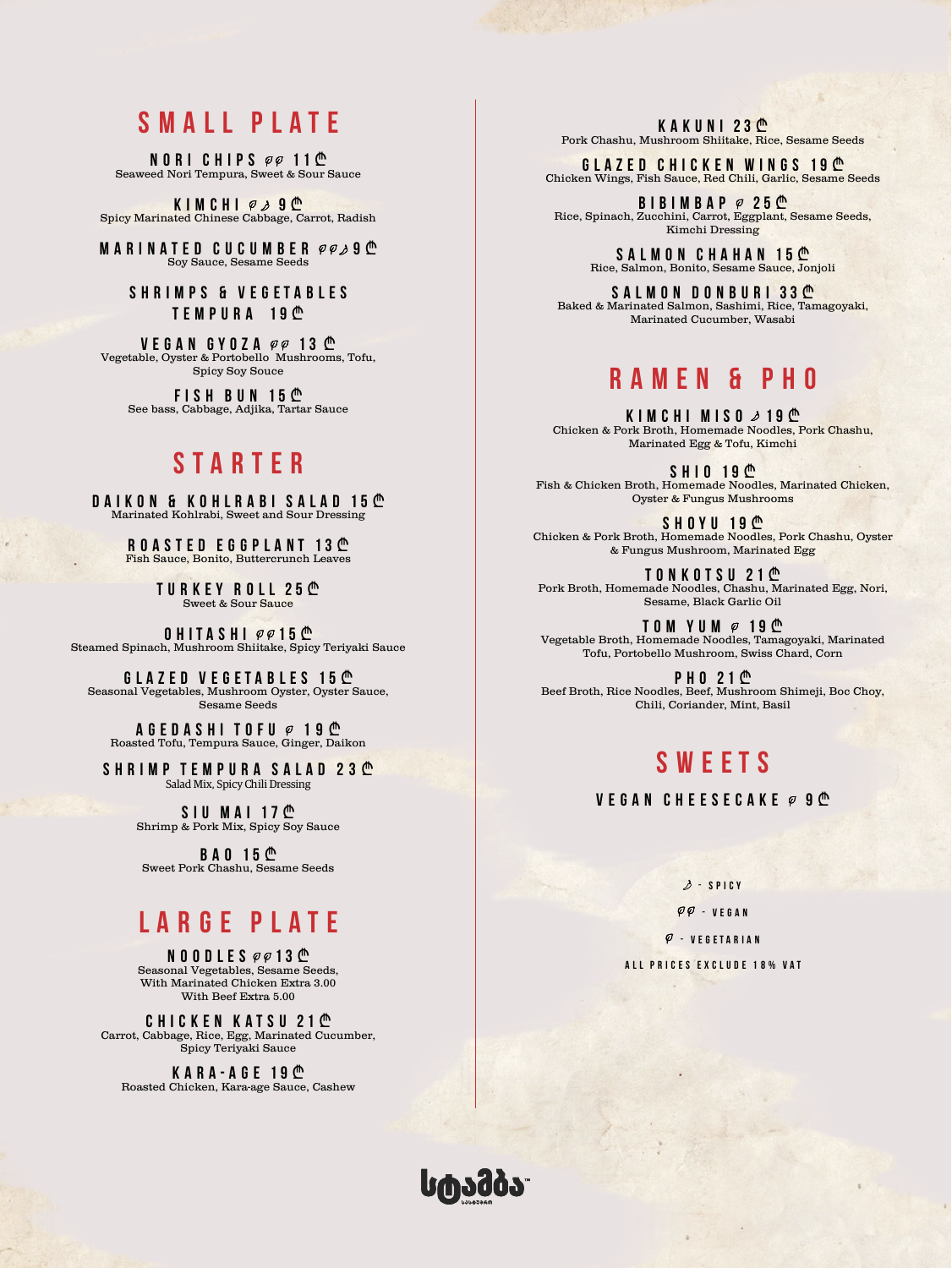## SMALL PLATE

**NORI CHIPS** 🌿🌿 11₾
Seaweed Nori Tempura, Sweet & Sour Sauce

**KIMCHI** 🌿🌶 9₾
Spicy Marinated Chinese Cabbage, Carrot, Radish

**MARINATED CUCUMBER** 🌿🌿🌶 9₾
Soy Sauce, Sesame Seeds

**SHRIMPS & VEGETABLES TEMPURA** 19₾

**VEGAN GYOZA** 🌿🌿 13₾
Vegetable, Oyster & Portobello Mushrooms, Tofu, Spicy Soy Souce

**FISH BUN** 15₾
See bass, Cabbage, Adjika, Tartar Sauce

## STARTER

**DAIKON & KOHLRABI SALAD** 15₾
Marinated Kohlrabi, Sweet and Sour Dressing

**ROASTED EGGPLANT** 13₾
Fish Sauce, Bonito, Buttercrunch Leaves

**TURKEY ROLL** 25₾
Sweet & Sour Sauce

**OHITASHI** 🌿🌿 15₾
Steamed Spinach, Mushroom Shiitake, Spicy Teriyaki Sauce

**GLAZED VEGETABLES** 15₾
Seasonal Vegetables, Mushroom Oyster, Oyster Sauce, Sesame Seeds

**AGEDASHI TOFU** 🌿 19₾
Roasted Tofu, Tempura Sauce, Ginger, Daikon

**SHRIMP TEMPURA SALAD** 23₾
Salad Mix, Spicy Chili Dressing

**SIU MAI** 17₾
Shrimp & Pork Mix, Spicy Soy Sauce

**BAO** 15₾
Sweet Pork Chashu, Sesame Seeds

## LARGE PLATE

**NOODLES** 🌿🌿 13₾
Seasonal Vegetables, Sesame Seeds,
With Marinated Chicken Extra 3.00
With Beef Extra 5.00

**CHICKEN KATSU** 21₾
Carrot, Cabbage, Rice, Egg, Marinated Cucumber, Spicy Teriyaki Sauce

**KARA-AGE** 19₾
Roasted Chicken, Kara-age Sauce, Cashew

**KAKUNI** 23₾
Pork Chashu, Mushroom Shiitake, Rice, Sesame Seeds

**GLAZED CHICKEN WINGS** 19₾
Chicken Wings, Fish Sauce, Red Chili, Garlic, Sesame Seeds

**BIBIMBAP** 🌿 25₾
Rice, Spinach, Zucchini, Carrot, Eggplant, Sesame Seeds, Kimchi Dressing

**SALMON CHAHAN** 15₾
Rice, Salmon, Bonito, Sesame Sauce, Jonjoli

**SALMON DONBURI** 33₾
Baked & Marinated Salmon, Sashimi, Rice, Tamagoyaki, Marinated Cucumber, Wasabi

## RAMEN & PHO

**KIMCHI MISO** 🌶 19₾
Chicken & Pork Broth, Homemade Noodles, Pork Chashu, Marinated Egg & Tofu, Kimchi

**SHIO** 19₾
Fish & Chicken Broth, Homemade Noodles, Marinated Chicken, Oyster & Fungus Mushrooms

**SHOYU** 19₾
Chicken & Pork Broth, Homemade Noodles, Pork Chashu, Oyster & Fungus Mushroom, Marinated Egg

**TONKOTSU** 21₾
Pork Broth, Homemade Noodles, Chashu, Marinated Egg, Nori, Sesame, Black Garlic Oil

**TOM YUM** 🌿 19₾
Vegetable Broth, Homemade Noodles, Tamagoyaki, Marinated Tofu, Portobello Mushroom, Swiss Chard, Corn

**PHO** 21₾
Beef Broth, Rice Noodles, Beef, Mushroom Shimeji, Boc Choy, Chili, Coriander, Mint, Basil

## SWEETS

**VEGAN CHEESECAKE** 🌿 9₾

🌶 - SPICY

🌿🌿 - VEGAN

🌿 - VEGETARIAN

ALL PRICES EXCLUDE 18% VAT

სტამბა